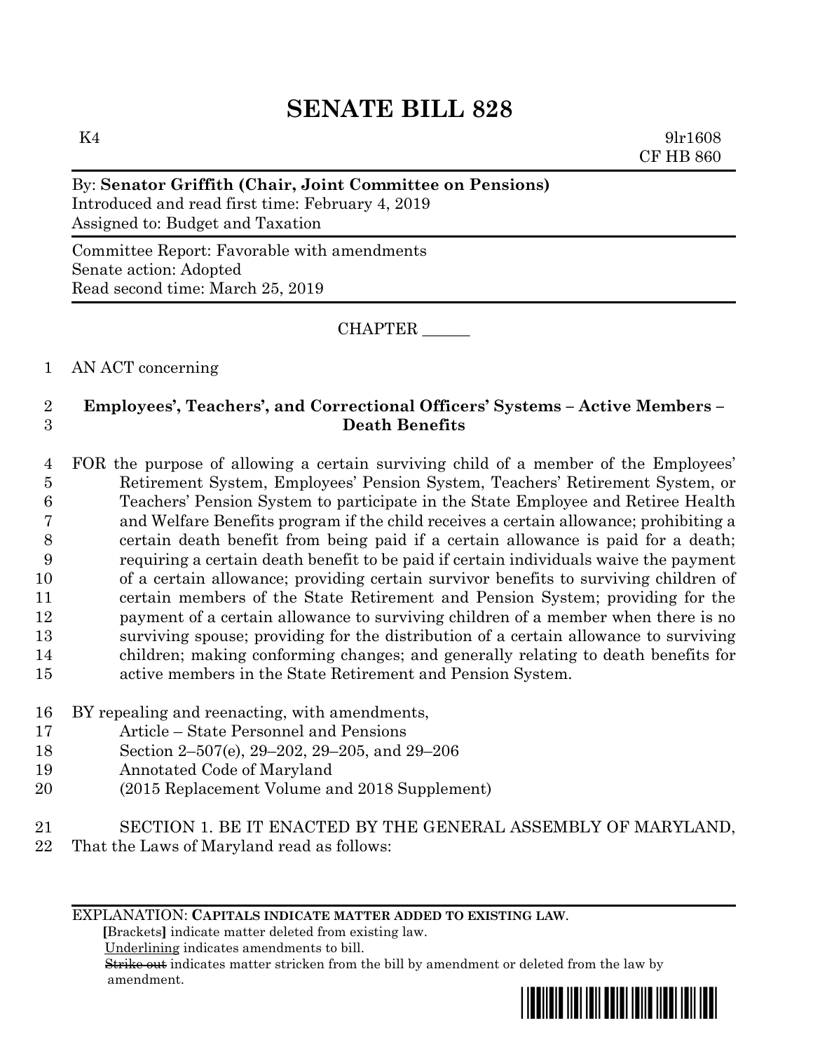# SENATE BILL 828

K4 9lr1608
CF HB 860

By: **Senator Griffith (Chair, Joint Committee on Pensions)**
Introduced and read first time: February 4, 2019
Assigned to: Budget and Taxation

Committee Report: Favorable with amendments
Senate action: Adopted
Read second time: March 25, 2019

CHAPTER ______

1 AN ACT concerning

2 **Employees', Teachers', and Correctional Officers' Systems – Active Members –**
3 **Death Benefits**

4 FOR the purpose of allowing a certain surviving child of a member of the Employees'
5 Retirement System, Employees' Pension System, Teachers' Retirement System, or
6 Teachers' Pension System to participate in the State Employee and Retiree Health
7 and Welfare Benefits program if the child receives a certain allowance; prohibiting a
8 certain death benefit from being paid if a certain allowance is paid for a death;
9 requiring a certain death benefit to be paid if certain individuals waive the payment
10 of a certain allowance; providing certain survivor benefits to surviving children of
11 certain members of the State Retirement and Pension System; providing for the
12 payment of a certain allowance to surviving children of a member when there is no
13 surviving spouse; providing for the distribution of a certain allowance to surviving
14 children; making conforming changes; and generally relating to death benefits for
15 active members in the State Retirement and Pension System.

16 BY repealing and reenacting, with amendments,
17 Article – State Personnel and Pensions
18 Section 2–507(e), 29–202, 29–205, and 29–206
19 Annotated Code of Maryland
20 (2015 Replacement Volume and 2018 Supplement)

21 SECTION 1. BE IT ENACTED BY THE GENERAL ASSEMBLY OF MARYLAND,
22 That the Laws of Maryland read as follows:

EXPLANATION: **CAPITALS INDICATE MATTER ADDED TO EXISTING LAW.**
**[**Brackets**]** indicate matter deleted from existing law.
Underlining indicates amendments to bill.
~~Strike out~~ indicates matter stricken from the bill by amendment or deleted from the law by amendment.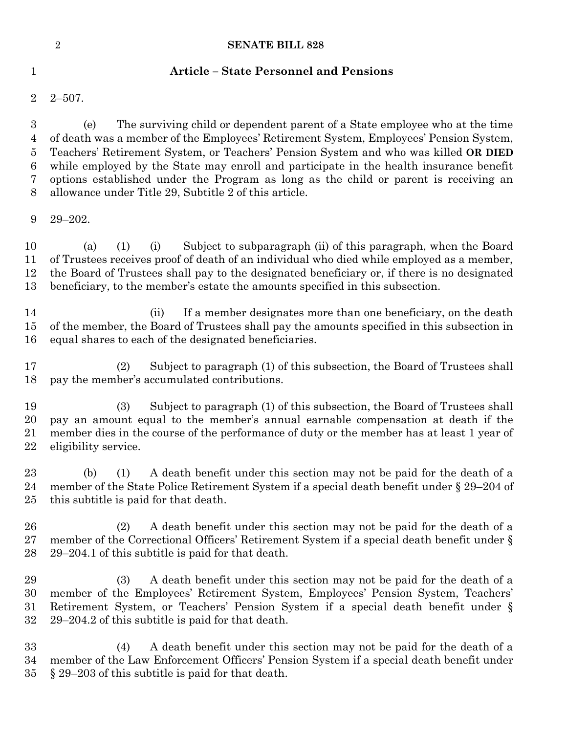## Article – State Personnel and Pensions

2–507.

(e) The surviving child or dependent parent of a State employee who at the time of death was a member of the Employees' Retirement System, Employees' Pension System, Teachers' Retirement System, or Teachers' Pension System and who was killed **OR DIED** while employed by the State may enroll and participate in the health insurance benefit options established under the Program as long as the child or parent is receiving an allowance under Title 29, Subtitle 2 of this article.

29–202.

(a) (1) (i) Subject to subparagraph (ii) of this paragraph, when the Board of Trustees receives proof of death of an individual who died while employed as a member, the Board of Trustees shall pay to the designated beneficiary or, if there is no designated beneficiary, to the member's estate the amounts specified in this subsection.

(ii) If a member designates more than one beneficiary, on the death of the member, the Board of Trustees shall pay the amounts specified in this subsection in equal shares to each of the designated beneficiaries.

(2) Subject to paragraph (1) of this subsection, the Board of Trustees shall pay the member's accumulated contributions.

(3) Subject to paragraph (1) of this subsection, the Board of Trustees shall pay an amount equal to the member's annual earnable compensation at death if the member dies in the course of the performance of duty or the member has at least 1 year of eligibility service.

(b) (1) A death benefit under this section may not be paid for the death of a member of the State Police Retirement System if a special death benefit under § 29–204 of this subtitle is paid for that death.

(2) A death benefit under this section may not be paid for the death of a member of the Correctional Officers' Retirement System if a special death benefit under § 29–204.1 of this subtitle is paid for that death.

(3) A death benefit under this section may not be paid for the death of a member of the Employees' Retirement System, Employees' Pension System, Teachers' Retirement System, or Teachers' Pension System if a special death benefit under § 29–204.2 of this subtitle is paid for that death.

(4) A death benefit under this section may not be paid for the death of a member of the Law Enforcement Officers' Pension System if a special death benefit under § 29–203 of this subtitle is paid for that death.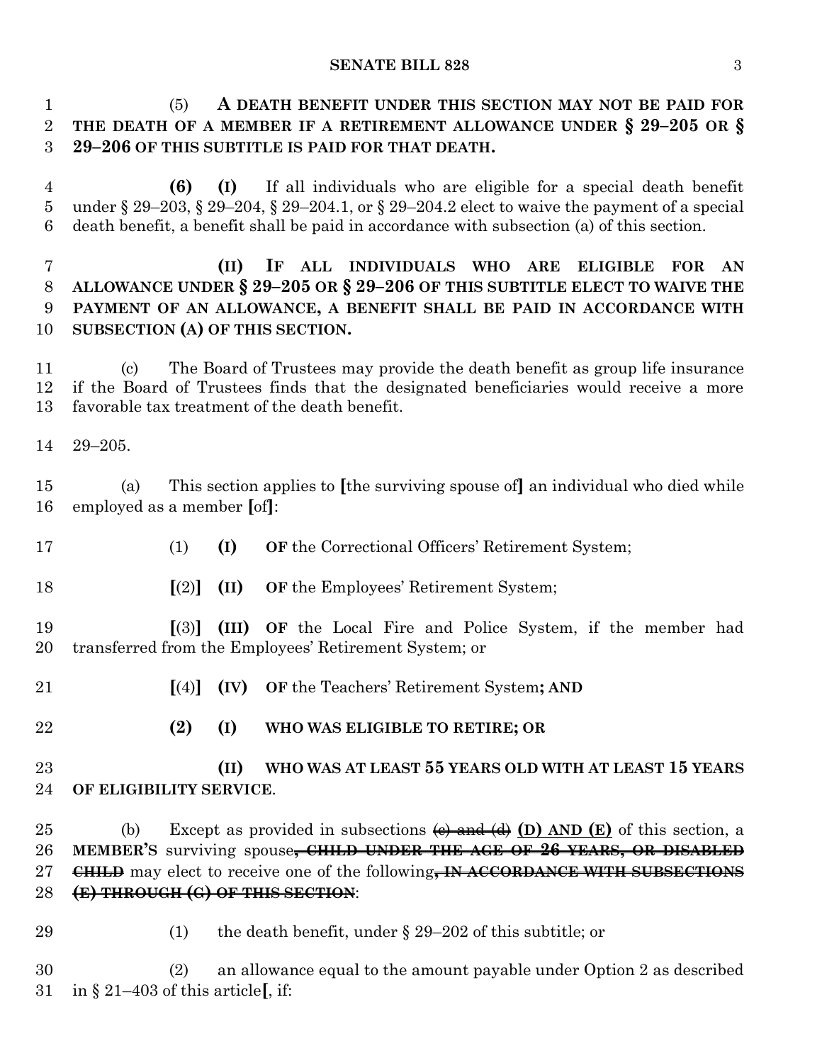(5) **A DEATH BENEFIT UNDER THIS SECTION MAY NOT BE PAID FOR THE DEATH OF A MEMBER IF A RETIREMENT ALLOWANCE UNDER § 29–205 OR § 29–206 OF THIS SUBTITLE IS PAID FOR THAT DEATH.**

**(6) (I)** If all individuals who are eligible for a special death benefit under § 29–203, § 29–204, § 29–204.1, or § 29–204.2 elect to waive the payment of a special death benefit, a benefit shall be paid in accordance with subsection (a) of this section.

**(II) IF ALL INDIVIDUALS WHO ARE ELIGIBLE FOR AN ALLOWANCE UNDER § 29–205 OR § 29–206 OF THIS SUBTITLE ELECT TO WAIVE THE PAYMENT OF AN ALLOWANCE, A BENEFIT SHALL BE PAID IN ACCORDANCE WITH SUBSECTION (A) OF THIS SECTION.**

(c) The Board of Trustees may provide the death benefit as group life insurance if the Board of Trustees finds that the designated beneficiaries would receive a more favorable tax treatment of the death benefit.

29–205.

(a) This section applies to [the surviving spouse of] an individual who died while employed as a member [of]:

(1) **(I) OF** the Correctional Officers' Retirement System;

[(2)] **(II) OF** the Employees' Retirement System;

[(3)] **(III) OF** the Local Fire and Police System, if the member had transferred from the Employees' Retirement System; or

[(4)] **(IV) OF** the Teachers' Retirement System**; AND**

**(2) (I) WHO WAS ELIGIBLE TO RETIRE; OR**

**(II) WHO WAS AT LEAST 55 YEARS OLD WITH AT LEAST 15 YEARS OF ELIGIBILITY SERVICE**.

(b) Except as provided in subsections ~~(c) and (d)~~ **(D) AND (E)** of this section, a **MEMBER'S** surviving spouse~~, CHILD UNDER THE AGE OF 26 YEARS, OR DISABLED CHILD~~ may elect to receive one of the following~~, IN ACCORDANCE WITH SUBSECTIONS (E) THROUGH (G) OF THIS SECTION~~:

(1) the death benefit, under § 29–202 of this subtitle; or

(2) an allowance equal to the amount payable under Option 2 as described in § 21–403 of this article[, if: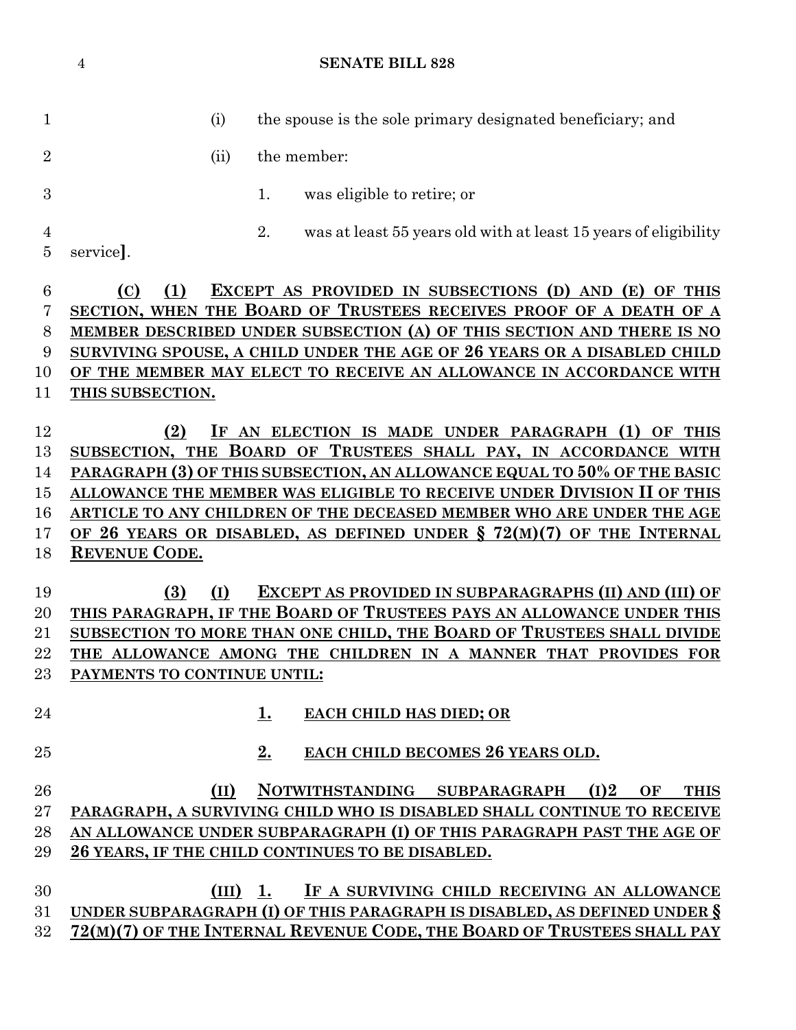(i) the spouse is the sole primary designated beneficiary; and

(ii) the member:

1. was eligible to retire; or

2. was at least 55 years old with at least 15 years of eligibility service].

<u>**(C) (1) EXCEPT AS PROVIDED IN SUBSECTIONS (D) AND (E) OF THIS SECTION, WHEN THE BOARD OF TRUSTEES RECEIVES PROOF OF A DEATH OF A MEMBER DESCRIBED UNDER SUBSECTION (A) OF THIS SECTION AND THERE IS NO SURVIVING SPOUSE, A CHILD UNDER THE AGE OF 26 YEARS OR A DISABLED CHILD OF THE MEMBER MAY ELECT TO RECEIVE AN ALLOWANCE IN ACCORDANCE WITH THIS SUBSECTION.**</u>

<u>**(2) IF AN ELECTION IS MADE UNDER PARAGRAPH (1) OF THIS SUBSECTION, THE BOARD OF TRUSTEES SHALL PAY, IN ACCORDANCE WITH PARAGRAPH (3) OF THIS SUBSECTION, AN ALLOWANCE EQUAL TO 50% OF THE BASIC ALLOWANCE THE MEMBER WAS ELIGIBLE TO RECEIVE UNDER DIVISION II OF THIS ARTICLE TO ANY CHILDREN OF THE DECEASED MEMBER WHO ARE UNDER THE AGE OF 26 YEARS OR DISABLED, AS DEFINED UNDER § 72(M)(7) OF THE INTERNAL REVENUE CODE.**</u>

<u>**(3) (I) EXCEPT AS PROVIDED IN SUBPARAGRAPHS (II) AND (III) OF THIS PARAGRAPH, IF THE BOARD OF TRUSTEES PAYS AN ALLOWANCE UNDER THIS SUBSECTION TO MORE THAN ONE CHILD, THE BOARD OF TRUSTEES SHALL DIVIDE THE ALLOWANCE AMONG THE CHILDREN IN A MANNER THAT PROVIDES FOR PAYMENTS TO CONTINUE UNTIL:**</u>

<u>**1. EACH CHILD HAS DIED; OR**</u>

<u>**2. EACH CHILD BECOMES 26 YEARS OLD.**</u>

<u>**(II) NOTWITHSTANDING SUBPARAGRAPH (I)2 OF THIS PARAGRAPH, A SURVIVING CHILD WHO IS DISABLED SHALL CONTINUE TO RECEIVE AN ALLOWANCE UNDER SUBPARAGRAPH (I) OF THIS PARAGRAPH PAST THE AGE OF 26 YEARS, IF THE CHILD CONTINUES TO BE DISABLED.**</u>

<u>**(III) 1. IF A SURVIVING CHILD RECEIVING AN ALLOWANCE UNDER SUBPARAGRAPH (I) OF THIS PARAGRAPH IS DISABLED, AS DEFINED UNDER § 72(M)(7) OF THE INTERNAL REVENUE CODE, THE BOARD OF TRUSTEES SHALL PAY**</u>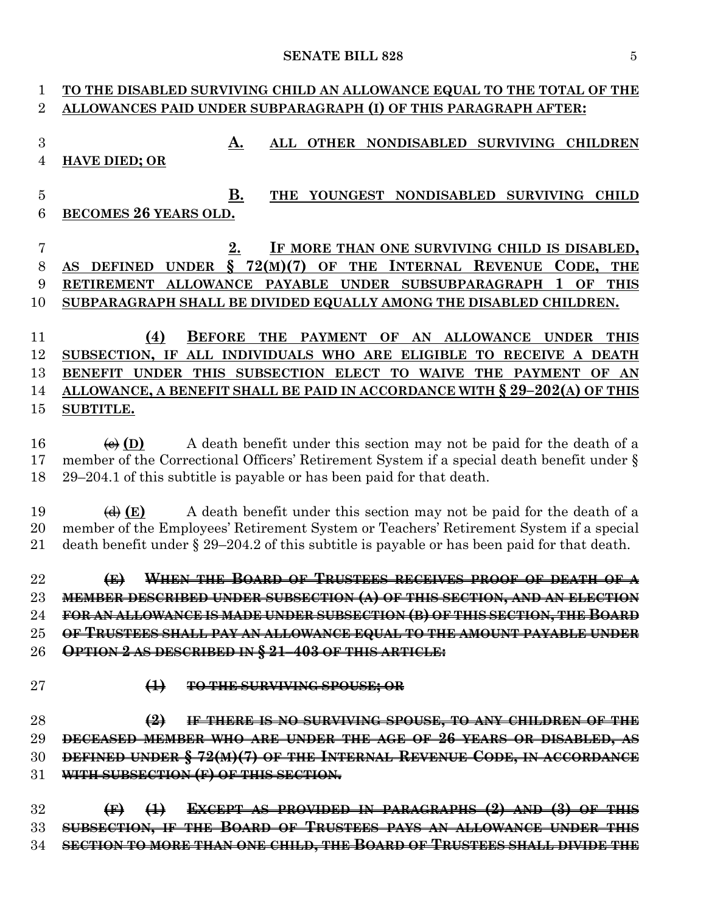TO THE DISABLED SURVIVING CHILD AN ALLOWANCE EQUAL TO THE TOTAL OF THE ALLOWANCES PAID UNDER SUBPARAGRAPH (I) OF THIS PARAGRAPH AFTER:

A. ALL OTHER NONDISABLED SURVIVING CHILDREN HAVE DIED; OR

B. THE YOUNGEST NONDISABLED SURVIVING CHILD BECOMES 26 YEARS OLD.

2. IF MORE THAN ONE SURVIVING CHILD IS DISABLED, AS DEFINED UNDER § 72(M)(7) OF THE INTERNAL REVENUE CODE, THE RETIREMENT ALLOWANCE PAYABLE UNDER SUBSUBPARAGRAPH 1 OF THIS SUBPARAGRAPH SHALL BE DIVIDED EQUALLY AMONG THE DISABLED CHILDREN.

(4) BEFORE THE PAYMENT OF AN ALLOWANCE UNDER THIS SUBSECTION, IF ALL INDIVIDUALS WHO ARE ELIGIBLE TO RECEIVE A DEATH BENEFIT UNDER THIS SUBSECTION ELECT TO WAIVE THE PAYMENT OF AN ALLOWANCE, A BENEFIT SHALL BE PAID IN ACCORDANCE WITH § 29–202(A) OF THIS SUBTITLE.

~~(c)~~ (D) A death benefit under this section may not be paid for the death of a member of the Correctional Officers' Retirement System if a special death benefit under § 29–204.1 of this subtitle is payable or has been paid for that death.

~~(d)~~ (E) A death benefit under this section may not be paid for the death of a member of the Employees' Retirement System or Teachers' Retirement System if a special death benefit under § 29–204.2 of this subtitle is payable or has been paid for that death.

~~(E) WHEN THE BOARD OF TRUSTEES RECEIVES PROOF OF DEATH OF A MEMBER DESCRIBED UNDER SUBSECTION (A) OF THIS SECTION, AND AN ELECTION FOR AN ALLOWANCE IS MADE UNDER SUBSECTION (B) OF THIS SECTION, THE BOARD OF TRUSTEES SHALL PAY AN ALLOWANCE EQUAL TO THE AMOUNT PAYABLE UNDER OPTION 2 AS DESCRIBED IN § 21–403 OF THIS ARTICLE:~~

~~(1) TO THE SURVIVING SPOUSE; OR~~

~~(2) IF THERE IS NO SURVIVING SPOUSE, TO ANY CHILDREN OF THE DECEASED MEMBER WHO ARE UNDER THE AGE OF 26 YEARS OR DISABLED, AS DEFINED UNDER § 72(M)(7) OF THE INTERNAL REVENUE CODE, IN ACCORDANCE WITH SUBSECTION (F) OF THIS SECTION.~~

~~(F) (1) EXCEPT AS PROVIDED IN PARAGRAPHS (2) AND (3) OF THIS SUBSECTION, IF THE BOARD OF TRUSTEES PAYS AN ALLOWANCE UNDER THIS SECTION TO MORE THAN ONE CHILD, THE BOARD OF TRUSTEES SHALL DIVIDE THE~~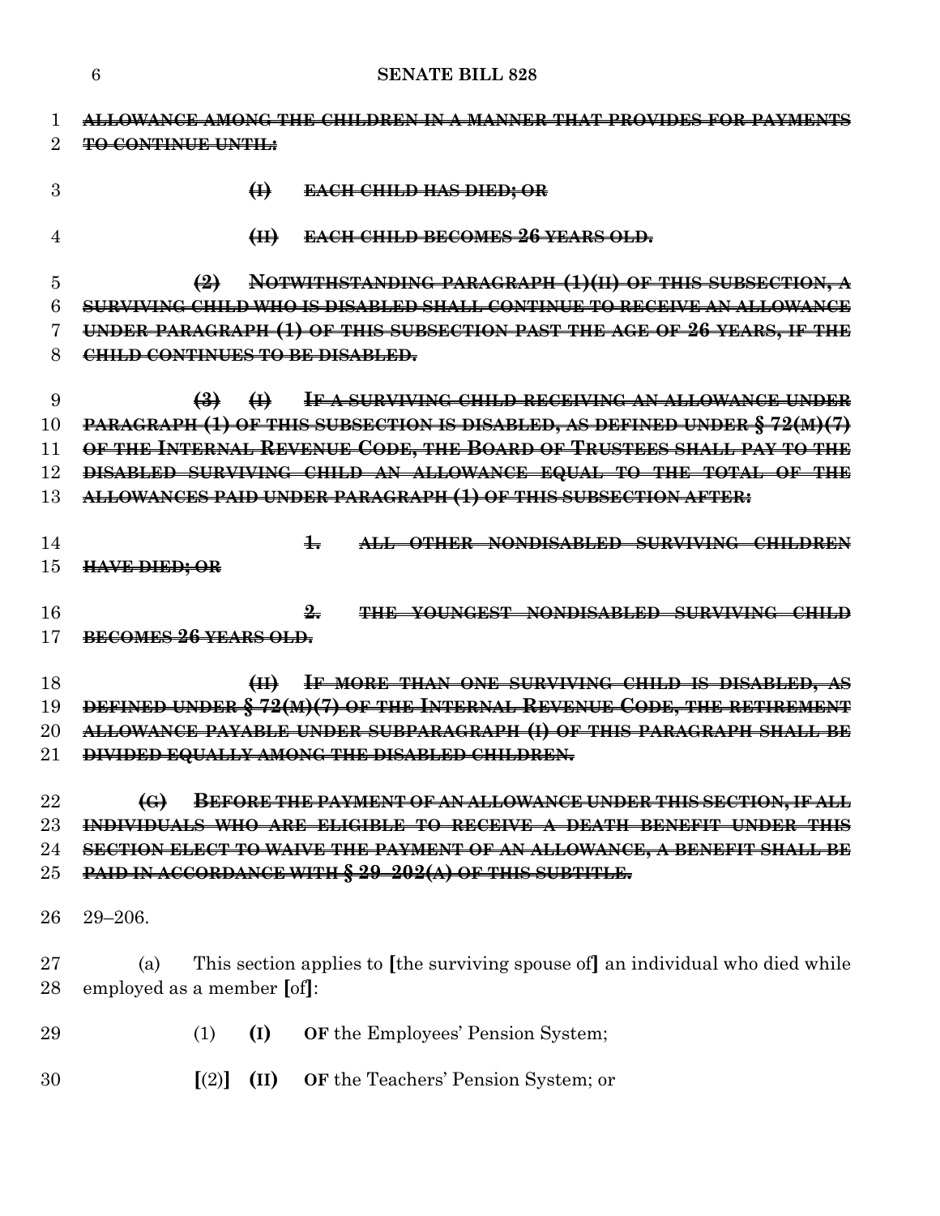~~ALLOWANCE AMONG THE CHILDREN IN A MANNER THAT PROVIDES FOR PAYMENTS TO CONTINUE UNTIL:~~

~~(I) EACH CHILD HAS DIED; OR~~

~~(II) EACH CHILD BECOMES 26 YEARS OLD.~~

~~(2) NOTWITHSTANDING PARAGRAPH (1)(II) OF THIS SUBSECTION, A SURVIVING CHILD WHO IS DISABLED SHALL CONTINUE TO RECEIVE AN ALLOWANCE UNDER PARAGRAPH (1) OF THIS SUBSECTION PAST THE AGE OF 26 YEARS, IF THE CHILD CONTINUES TO BE DISABLED.~~

~~(3) (I) IF A SURVIVING CHILD RECEIVING AN ALLOWANCE UNDER PARAGRAPH (1) OF THIS SUBSECTION IS DISABLED, AS DEFINED UNDER § 72(M)(7) OF THE INTERNAL REVENUE CODE, THE BOARD OF TRUSTEES SHALL PAY TO THE DISABLED SURVIVING CHILD AN ALLOWANCE EQUAL TO THE TOTAL OF THE ALLOWANCES PAID UNDER PARAGRAPH (1) OF THIS SUBSECTION AFTER:~~

~~1. ALL OTHER NONDISABLED SURVIVING CHILDREN HAVE DIED; OR~~

~~2. THE YOUNGEST NONDISABLED SURVIVING CHILD BECOMES 26 YEARS OLD.~~

~~(II) IF MORE THAN ONE SURVIVING CHILD IS DISABLED, AS DEFINED UNDER § 72(M)(7) OF THE INTERNAL REVENUE CODE, THE RETIREMENT ALLOWANCE PAYABLE UNDER SUBPARAGRAPH (I) OF THIS PARAGRAPH SHALL BE DIVIDED EQUALLY AMONG THE DISABLED CHILDREN.~~

~~(G) BEFORE THE PAYMENT OF AN ALLOWANCE UNDER THIS SECTION, IF ALL INDIVIDUALS WHO ARE ELIGIBLE TO RECEIVE A DEATH BENEFIT UNDER THIS SECTION ELECT TO WAIVE THE PAYMENT OF AN ALLOWANCE, A BENEFIT SHALL BE PAID IN ACCORDANCE WITH § 29–202(A) OF THIS SUBTITLE.~~

29–206.

(a) This section applies to [the surviving spouse of] an individual who died while employed as a member [of]:

(1) **(I)** **OF** the Employees' Pension System;

[(2)] **(II)** **OF** the Teachers' Pension System; or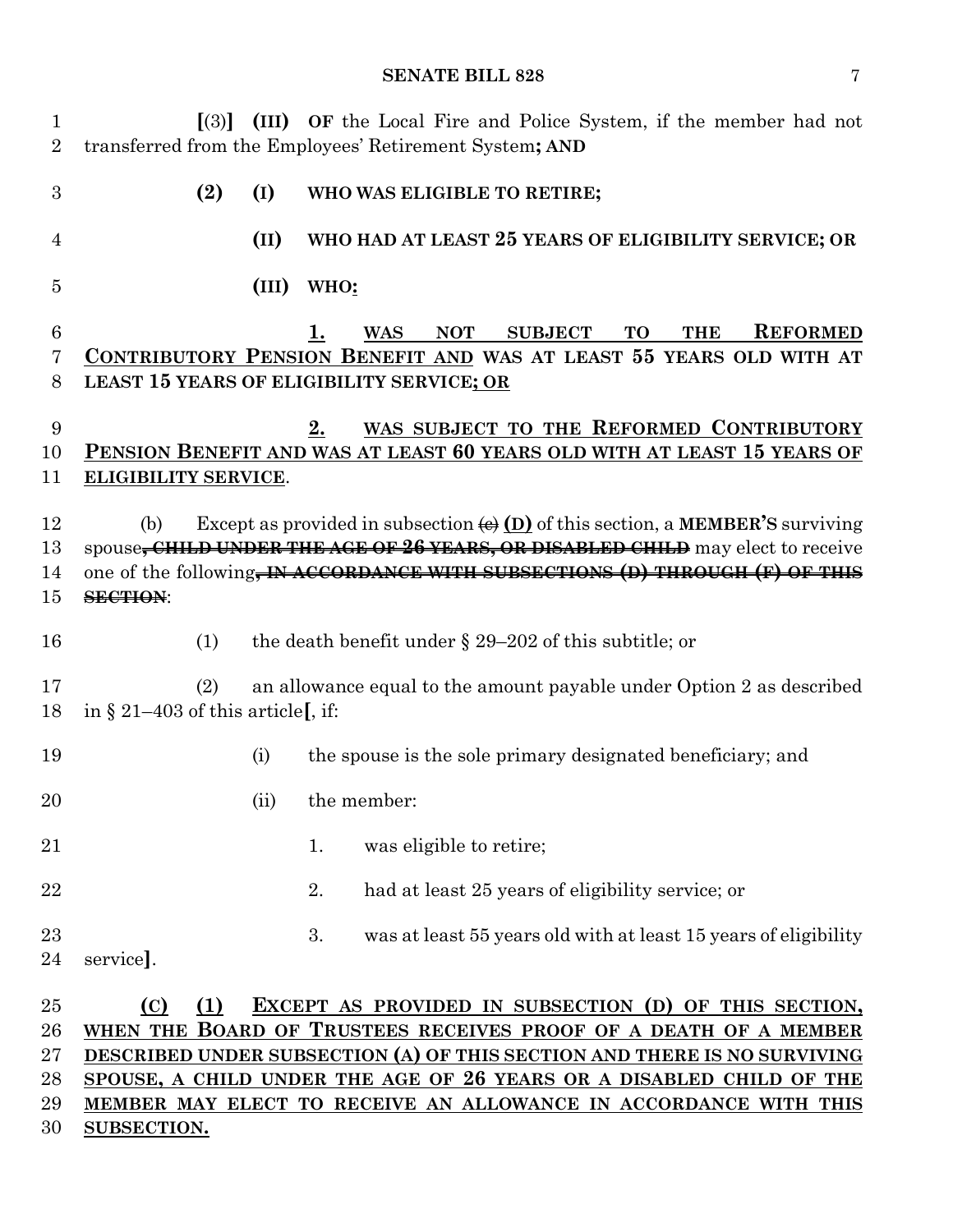[(3)] **(III)** **OF** the Local Fire and Police System, if the member had not transferred from the Employees' Retirement System**; AND**

**(2)** **(I)** **WHO WAS ELIGIBLE TO RETIRE;**

**(II)** **WHO HAD AT LEAST 25 YEARS OF ELIGIBILITY SERVICE; OR**

**(III)** **WHO:**

**1.** **WAS NOT SUBJECT TO THE REFORMED CONTRIBUTORY PENSION BENEFIT AND WAS AT LEAST 55 YEARS OLD WITH AT LEAST 15 YEARS OF ELIGIBILITY SERVICE; OR**

**2.** **WAS SUBJECT TO THE REFORMED CONTRIBUTORY PENSION BENEFIT AND WAS AT LEAST 60 YEARS OLD WITH AT LEAST 15 YEARS OF ELIGIBILITY SERVICE**.

(b) Except as provided in subsection ~~(c)~~ **(D)** of this section, a **MEMBER'S** surviving spouse~~, CHILD UNDER THE AGE OF 26 YEARS, OR DISABLED CHILD~~ may elect to receive one of the following~~, IN ACCORDANCE WITH SUBSECTIONS (D) THROUGH (F) OF THIS SECTION~~:

(1) the death benefit under § 29–202 of this subtitle; or

(2) an allowance equal to the amount payable under Option 2 as described in § 21–403 of this article[, if:

(i) the spouse is the sole primary designated beneficiary; and

(ii) the member:

1. was eligible to retire;

2. had at least 25 years of eligibility service; or

3. was at least 55 years old with at least 15 years of eligibility service].

**(C)** **(1)** **EXCEPT AS PROVIDED IN SUBSECTION (D) OF THIS SECTION, WHEN THE BOARD OF TRUSTEES RECEIVES PROOF OF A DEATH OF A MEMBER DESCRIBED UNDER SUBSECTION (A) OF THIS SECTION AND THERE IS NO SURVIVING SPOUSE, A CHILD UNDER THE AGE OF 26 YEARS OR A DISABLED CHILD OF THE MEMBER MAY ELECT TO RECEIVE AN ALLOWANCE IN ACCORDANCE WITH THIS SUBSECTION.**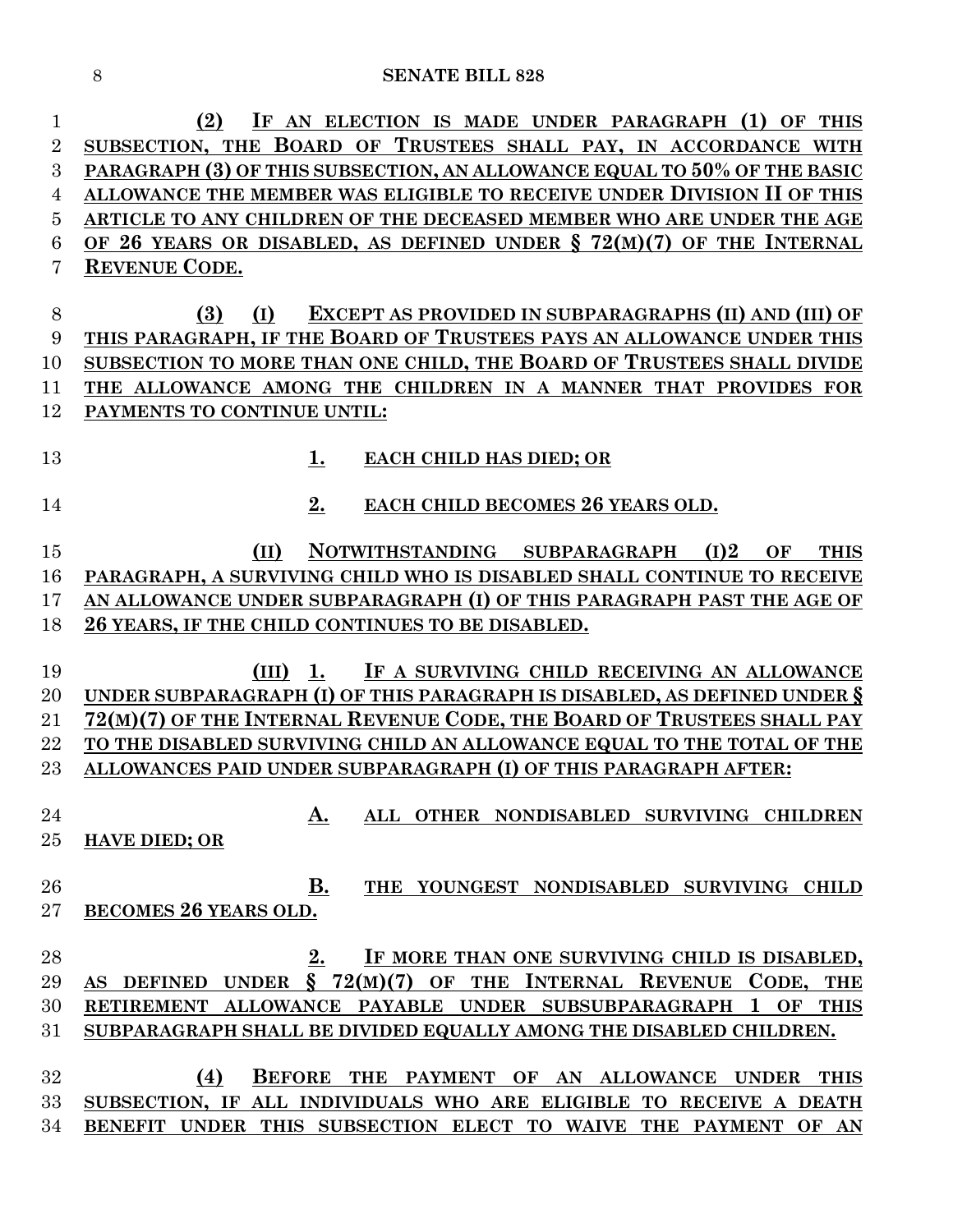**(2) IF AN ELECTION IS MADE UNDER PARAGRAPH (1) OF THIS SUBSECTION, THE BOARD OF TRUSTEES SHALL PAY, IN ACCORDANCE WITH PARAGRAPH (3) OF THIS SUBSECTION, AN ALLOWANCE EQUAL TO 50% OF THE BASIC ALLOWANCE THE MEMBER WAS ELIGIBLE TO RECEIVE UNDER DIVISION II OF THIS ARTICLE TO ANY CHILDREN OF THE DECEASED MEMBER WHO ARE UNDER THE AGE OF 26 YEARS OR DISABLED, AS DEFINED UNDER § 72(M)(7) OF THE INTERNAL REVENUE CODE.**

**(3) (I) EXCEPT AS PROVIDED IN SUBPARAGRAPHS (II) AND (III) OF THIS PARAGRAPH, IF THE BOARD OF TRUSTEES PAYS AN ALLOWANCE UNDER THIS SUBSECTION TO MORE THAN ONE CHILD, THE BOARD OF TRUSTEES SHALL DIVIDE THE ALLOWANCE AMONG THE CHILDREN IN A MANNER THAT PROVIDES FOR PAYMENTS TO CONTINUE UNTIL:**

**1. EACH CHILD HAS DIED; OR**

**2. EACH CHILD BECOMES 26 YEARS OLD.**

**(II) NOTWITHSTANDING SUBPARAGRAPH (I)2 OF THIS PARAGRAPH, A SURVIVING CHILD WHO IS DISABLED SHALL CONTINUE TO RECEIVE AN ALLOWANCE UNDER SUBPARAGRAPH (I) OF THIS PARAGRAPH PAST THE AGE OF 26 YEARS, IF THE CHILD CONTINUES TO BE DISABLED.**

**(III) 1. IF A SURVIVING CHILD RECEIVING AN ALLOWANCE UNDER SUBPARAGRAPH (I) OF THIS PARAGRAPH IS DISABLED, AS DEFINED UNDER § 72(M)(7) OF THE INTERNAL REVENUE CODE, THE BOARD OF TRUSTEES SHALL PAY TO THE DISABLED SURVIVING CHILD AN ALLOWANCE EQUAL TO THE TOTAL OF THE ALLOWANCES PAID UNDER SUBPARAGRAPH (I) OF THIS PARAGRAPH AFTER:**

**A. ALL OTHER NONDISABLED SURVIVING CHILDREN HAVE DIED; OR**

**B. THE YOUNGEST NONDISABLED SURVIVING CHILD BECOMES 26 YEARS OLD.**

**2. IF MORE THAN ONE SURVIVING CHILD IS DISABLED, AS DEFINED UNDER § 72(M)(7) OF THE INTERNAL REVENUE CODE, THE RETIREMENT ALLOWANCE PAYABLE UNDER SUBSUBPARAGRAPH 1 OF THIS SUBPARAGRAPH SHALL BE DIVIDED EQUALLY AMONG THE DISABLED CHILDREN.**

**(4) BEFORE THE PAYMENT OF AN ALLOWANCE UNDER THIS SUBSECTION, IF ALL INDIVIDUALS WHO ARE ELIGIBLE TO RECEIVE A DEATH BENEFIT UNDER THIS SUBSECTION ELECT TO WAIVE THE PAYMENT OF AN**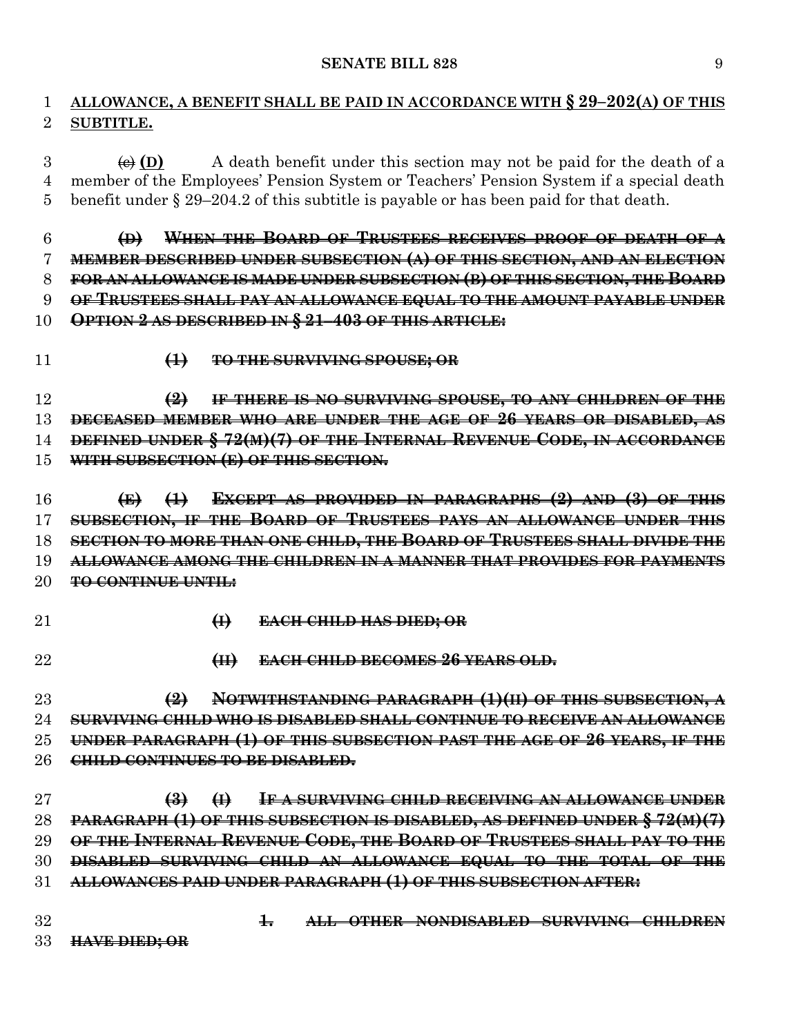**ALLOWANCE, A BENEFIT SHALL BE PAID IN ACCORDANCE WITH § 29–202(A) OF THIS SUBTITLE.**

~~(c)~~ **(D)** A death benefit under this section may not be paid for the death of a member of the Employees' Pension System or Teachers' Pension System if a special death benefit under § 29–204.2 of this subtitle is payable or has been paid for that death.

~~**(D) WHEN THE BOARD OF TRUSTEES RECEIVES PROOF OF DEATH OF A MEMBER DESCRIBED UNDER SUBSECTION (A) OF THIS SECTION, AND AN ELECTION FOR AN ALLOWANCE IS MADE UNDER SUBSECTION (B) OF THIS SECTION, THE BOARD OF TRUSTEES SHALL PAY AN ALLOWANCE EQUAL TO THE AMOUNT PAYABLE UNDER OPTION 2 AS DESCRIBED IN § 21–403 OF THIS ARTICLE:**~~

~~**(1) TO THE SURVIVING SPOUSE; OR**~~

~~**(2) IF THERE IS NO SURVIVING SPOUSE, TO ANY CHILDREN OF THE DECEASED MEMBER WHO ARE UNDER THE AGE OF 26 YEARS OR DISABLED, AS DEFINED UNDER § 72(M)(7) OF THE INTERNAL REVENUE CODE, IN ACCORDANCE WITH SUBSECTION (E) OF THIS SECTION.**~~

~~**(E) (1) EXCEPT AS PROVIDED IN PARAGRAPHS (2) AND (3) OF THIS SUBSECTION, IF THE BOARD OF TRUSTEES PAYS AN ALLOWANCE UNDER THIS SECTION TO MORE THAN ONE CHILD, THE BOARD OF TRUSTEES SHALL DIVIDE THE ALLOWANCE AMONG THE CHILDREN IN A MANNER THAT PROVIDES FOR PAYMENTS TO CONTINUE UNTIL:**~~

~~**(I) EACH CHILD HAS DIED; OR**~~

~~**(II) EACH CHILD BECOMES 26 YEARS OLD.**~~

~~**(2) NOTWITHSTANDING PARAGRAPH (1)(II) OF THIS SUBSECTION, A SURVIVING CHILD WHO IS DISABLED SHALL CONTINUE TO RECEIVE AN ALLOWANCE UNDER PARAGRAPH (1) OF THIS SUBSECTION PAST THE AGE OF 26 YEARS, IF THE CHILD CONTINUES TO BE DISABLED.**~~

~~**(3) (I) IF A SURVIVING CHILD RECEIVING AN ALLOWANCE UNDER PARAGRAPH (1) OF THIS SUBSECTION IS DISABLED, AS DEFINED UNDER § 72(M)(7) OF THE INTERNAL REVENUE CODE, THE BOARD OF TRUSTEES SHALL PAY TO THE DISABLED SURVIVING CHILD AN ALLOWANCE EQUAL TO THE TOTAL OF THE ALLOWANCES PAID UNDER PARAGRAPH (1) OF THIS SUBSECTION AFTER:**~~

~~**1. ALL OTHER NONDISABLED SURVIVING CHILDREN HAVE DIED; OR**~~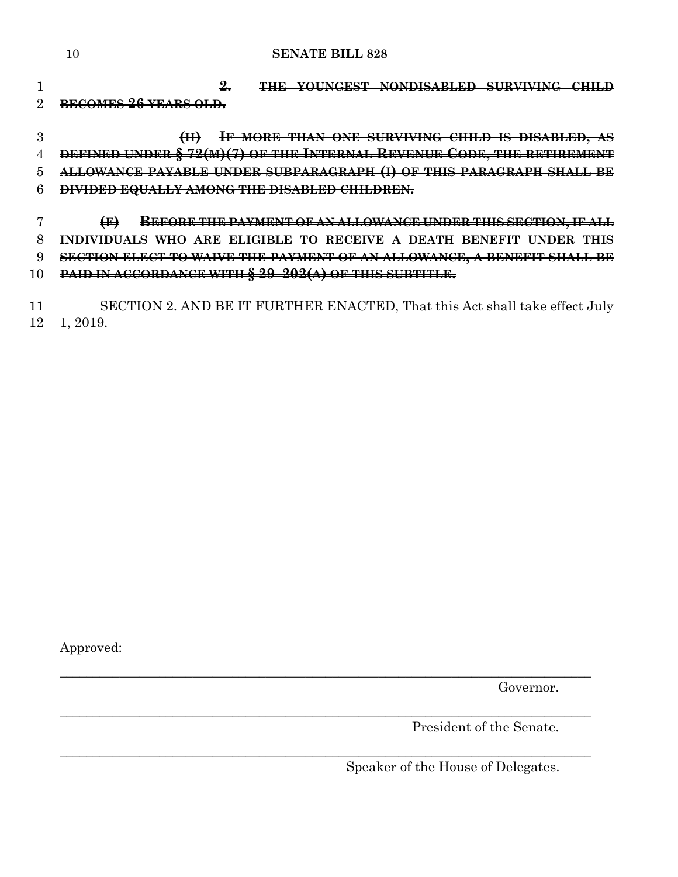~~**2. THE YOUNGEST NONDISABLED SURVIVING CHILD BECOMES 26 YEARS OLD.**~~

~~**(II) IF MORE THAN ONE SURVIVING CHILD IS DISABLED, AS DEFINED UNDER § 72(M)(7) OF THE INTERNAL REVENUE CODE, THE RETIREMENT ALLOWANCE PAYABLE UNDER SUBPARAGRAPH (I) OF THIS PARAGRAPH SHALL BE DIVIDED EQUALLY AMONG THE DISABLED CHILDREN.**~~

~~**(F) BEFORE THE PAYMENT OF AN ALLOWANCE UNDER THIS SECTION, IF ALL INDIVIDUALS WHO ARE ELIGIBLE TO RECEIVE A DEATH BENEFIT UNDER THIS SECTION ELECT TO WAIVE THE PAYMENT OF AN ALLOWANCE, A BENEFIT SHALL BE PAID IN ACCORDANCE WITH § 29–202(A) OF THIS SUBTITLE.**~~

SECTION 2. AND BE IT FURTHER ENACTED, That this Act shall take effect July 1, 2019.

Approved:

\_\_\_\_\_\_\_\_\_\_\_\_\_\_\_\_\_\_\_\_\_\_\_\_\_\_\_\_\_\_\_\_\_\_\_\_\_\_\_\_\_\_\_\_\_\_\_\_\_\_\_\_\_\_\_\_\_\_\_\_\_\_\_\_\_\_\_\_\_\_\_\_\_\_\_\_\_\_\_\_

Governor.

\_\_\_\_\_\_\_\_\_\_\_\_\_\_\_\_\_\_\_\_\_\_\_\_\_\_\_\_\_\_\_\_\_\_\_\_\_\_\_\_\_\_\_\_\_\_\_\_\_\_\_\_\_\_\_\_\_\_\_\_\_\_\_\_\_\_\_\_\_\_\_\_\_\_\_\_\_\_\_\_

President of the Senate.

\_\_\_\_\_\_\_\_\_\_\_\_\_\_\_\_\_\_\_\_\_\_\_\_\_\_\_\_\_\_\_\_\_\_\_\_\_\_\_\_\_\_\_\_\_\_\_\_\_\_\_\_\_\_\_\_\_\_\_\_\_\_\_\_\_\_\_\_\_\_\_\_\_\_\_\_\_\_\_\_

Speaker of the House of Delegates.